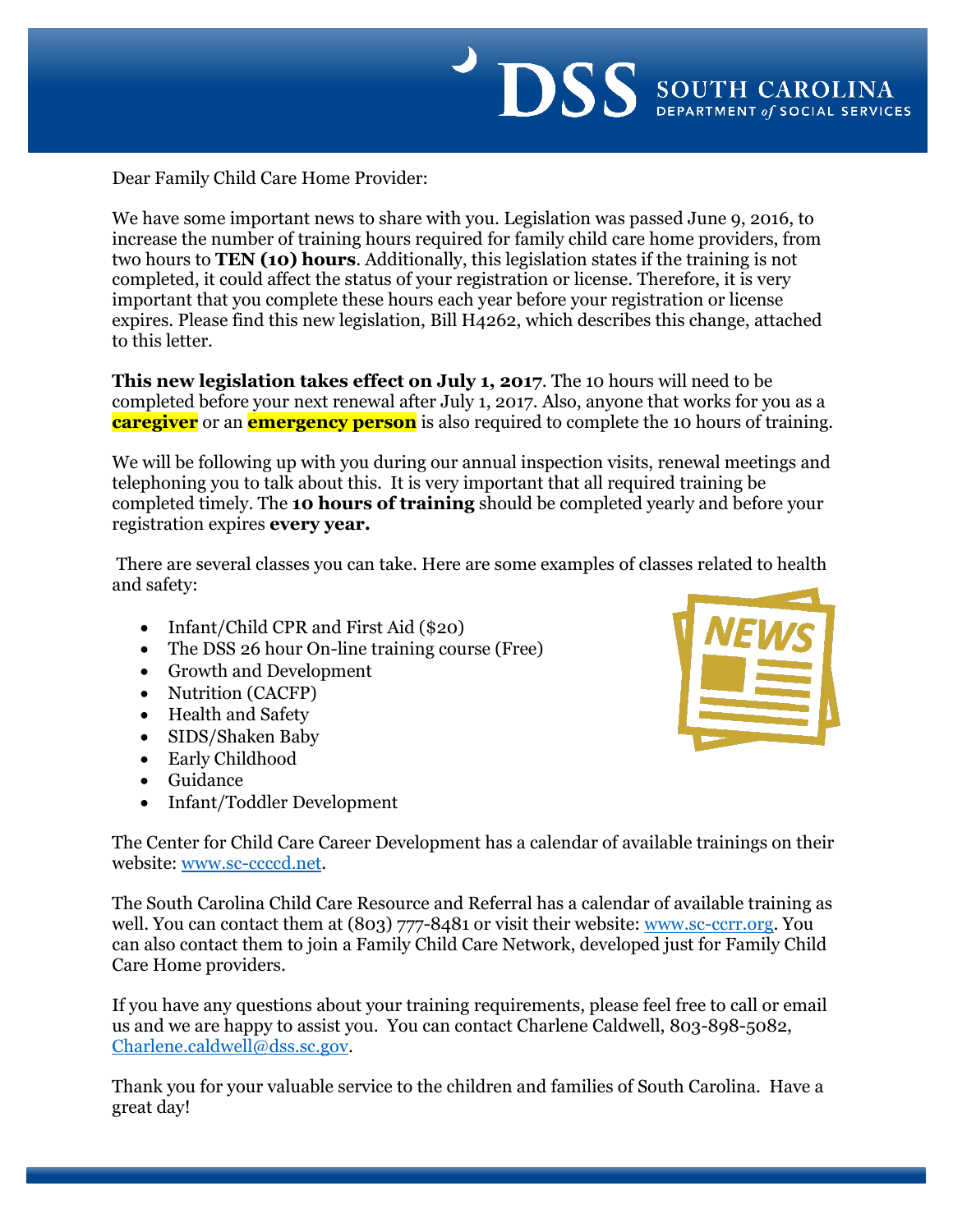Dear Family Child Care Home Provider:

We have some important news to share with you. Legislation was passed June 9, 2016, to increase the number of training hours required for family child care home providers, from two hours to **TEN (10) hours**. Additionally, this legislation states if the training is not completed, it could affect the status of your registration or license. Therefore, it is very important that you complete these hours each year before your registration or license expires. Please find this new legislation, Bill H4262, which describes this change, attached to this letter.

**This new legislation takes effect on July 1, 2017**. The 10 hours will need to be completed before your next renewal after July 1, 2017. Also, anyone that works for you as a **caregiver** or an **emergency person** is also required to complete the 10 hours of training.

We will be following up with you during our annual inspection visits, renewal meetings and telephoning you to talk about this. It is very important that all required training be completed timely. The **10 hours of training** should be completed yearly and before your registration expires **every year.**

There are several classes you can take. Here are some examples of classes related to health and safety:

- Infant/Child CPR and First Aid ($20)
- The DSS 26 hour On-line training course (Free)
- Growth and Development
- Nutrition (CACFP)
- Health and Safety
- SIDS/Shaken Baby
- Early Childhood
- Guidance
- Infant/Toddler Development

The Center for Child Care Career Development has a calendar of available trainings on their website: www.sc-ccccd.net.

The South Carolina Child Care Resource and Referral has a calendar of available training as well. You can contact them at (803) 777-8481 or visit their website: www.sc-ccrr.org. You can also contact them to join a Family Child Care Network, developed just for Family Child Care Home providers.

If you have any questions about your training requirements, please feel free to call or email us and we are happy to assist you. You can contact Charlene Caldwell, 803-898-5082, Charlene.caldwell@dss.sc.gov.

Thank you for your valuable service to the children and families of South Carolina. Have a great day!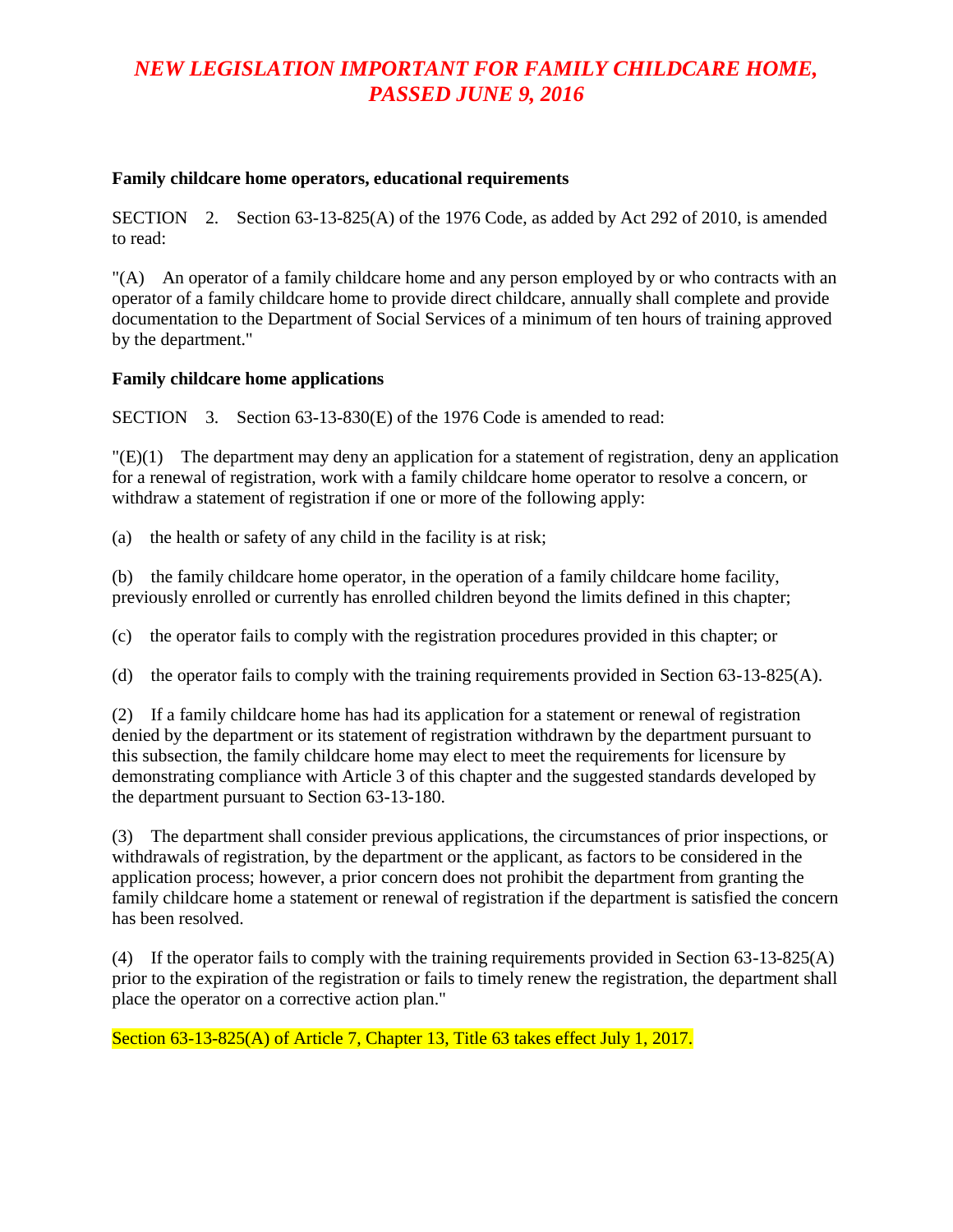# *NEW LEGISLATION IMPORTANT FOR FAMILY CHILDCARE HOME, PASSED JUNE 9, 2016*

**Family childcare home operators, educational requirements**

SECTION 2. Section 63-13-825(A) of the 1976 Code, as added by Act 292 of 2010, is amended to read:

"(A) An operator of a family childcare home and any person employed by or who contracts with an operator of a family childcare home to provide direct childcare, annually shall complete and provide documentation to the Department of Social Services of a minimum of ten hours of training approved by the department."

**Family childcare home applications**

SECTION 3. Section 63-13-830(E) of the 1976 Code is amended to read:

"(E)(1) The department may deny an application for a statement of registration, deny an application for a renewal of registration, work with a family childcare home operator to resolve a concern, or withdraw a statement of registration if one or more of the following apply:

(a) the health or safety of any child in the facility is at risk;

(b) the family childcare home operator, in the operation of a family childcare home facility, previously enrolled or currently has enrolled children beyond the limits defined in this chapter;

(c) the operator fails to comply with the registration procedures provided in this chapter; or

(d) the operator fails to comply with the training requirements provided in Section 63-13-825(A).

(2) If a family childcare home has had its application for a statement or renewal of registration denied by the department or its statement of registration withdrawn by the department pursuant to this subsection, the family childcare home may elect to meet the requirements for licensure by demonstrating compliance with Article 3 of this chapter and the suggested standards developed by the department pursuant to Section 63-13-180.

(3) The department shall consider previous applications, the circumstances of prior inspections, or withdrawals of registration, by the department or the applicant, as factors to be considered in the application process; however, a prior concern does not prohibit the department from granting the family childcare home a statement or renewal of registration if the department is satisfied the concern has been resolved.

(4) If the operator fails to comply with the training requirements provided in Section 63-13-825(A) prior to the expiration of the registration or fails to timely renew the registration, the department shall place the operator on a corrective action plan."

Section 63-13-825(A) of Article 7, Chapter 13, Title 63 takes effect July 1, 2017.